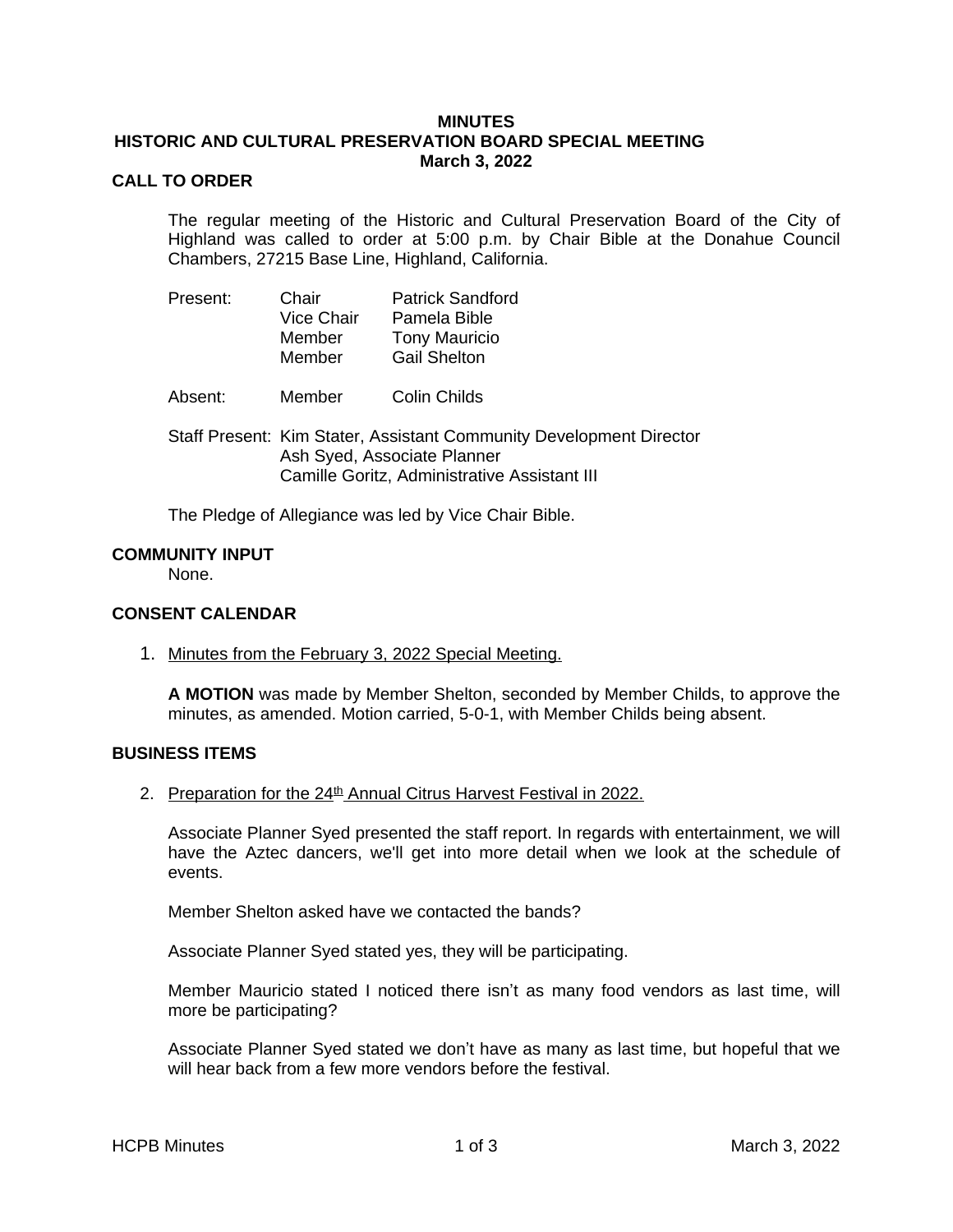# MINUTES
## HISTORIC AND CULTURAL PRESERVATION BOARD SPECIAL MEETING
### March 3, 2022

## CALL TO ORDER

The regular meeting of the Historic and Cultural Preservation Board of the City of Highland was called to order at 5:00 p.m. by Chair Bible at the Donahue Council Chambers, 27215 Base Line, Highland, California.

| | | |
|---|---|---|
| Present: | Chair | Patrick Sandford |
| | Vice Chair | Pamela Bible |
| | Member | Tony Mauricio |
| | Member | Gail Shelton |
| Absent: | Member | Colin Childs |

Staff Present: Kim Stater, Assistant Community Development Director
Ash Syed, Associate Planner
Camille Goritz, Administrative Assistant III

The Pledge of Allegiance was led by Vice Chair Bible.

## COMMUNITY INPUT

None.

## CONSENT CALENDAR

1. Minutes from the February 3, 2022 Special Meeting.

   **A MOTION** was made by Member Shelton, seconded by Member Childs, to approve the minutes, as amended. Motion carried, 5-0-1, with Member Childs being absent.

## BUSINESS ITEMS

2. Preparation for the 24th Annual Citrus Harvest Festival in 2022.

   Associate Planner Syed presented the staff report. In regards with entertainment, we will have the Aztec dancers, we'll get into more detail when we look at the schedule of events.

   Member Shelton asked have we contacted the bands?

   Associate Planner Syed stated yes, they will be participating.

   Member Mauricio stated I noticed there isn't as many food vendors as last time, will more be participating?

   Associate Planner Syed stated we don't have as many as last time, but hopeful that we will hear back from a few more vendors before the festival.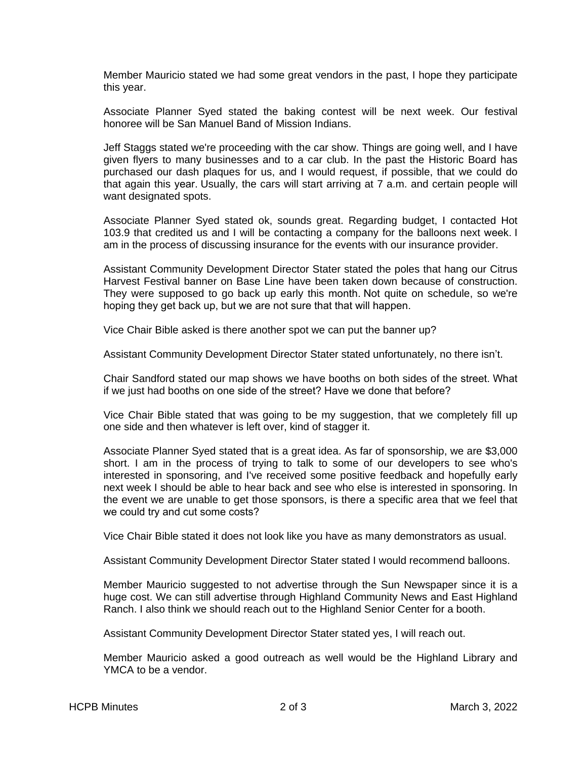Member Mauricio stated we had some great vendors in the past, I hope they participate this year.

Associate Planner Syed stated the baking contest will be next week. Our festival honoree will be San Manuel Band of Mission Indians.

Jeff Staggs stated we're proceeding with the car show. Things are going well, and I have given flyers to many businesses and to a car club. In the past the Historic Board has purchased our dash plaques for us, and I would request, if possible, that we could do that again this year. Usually, the cars will start arriving at 7 a.m. and certain people will want designated spots.

Associate Planner Syed stated ok, sounds great. Regarding budget, I contacted Hot 103.9 that credited us and I will be contacting a company for the balloons next week. I am in the process of discussing insurance for the events with our insurance provider.

Assistant Community Development Director Stater stated the poles that hang our Citrus Harvest Festival banner on Base Line have been taken down because of construction. They were supposed to go back up early this month. Not quite on schedule, so we're hoping they get back up, but we are not sure that that will happen.

Vice Chair Bible asked is there another spot we can put the banner up?

Assistant Community Development Director Stater stated unfortunately, no there isn't.

Chair Sandford stated our map shows we have booths on both sides of the street. What if we just had booths on one side of the street? Have we done that before?

Vice Chair Bible stated that was going to be my suggestion, that we completely fill up one side and then whatever is left over, kind of stagger it.

Associate Planner Syed stated that is a great idea. As far of sponsorship, we are $3,000 short. I am in the process of trying to talk to some of our developers to see who's interested in sponsoring, and I've received some positive feedback and hopefully early next week I should be able to hear back and see who else is interested in sponsoring. In the event we are unable to get those sponsors, is there a specific area that we feel that we could try and cut some costs?

Vice Chair Bible stated it does not look like you have as many demonstrators as usual.

Assistant Community Development Director Stater stated I would recommend balloons.

Member Mauricio suggested to not advertise through the Sun Newspaper since it is a huge cost. We can still advertise through Highland Community News and East Highland Ranch. I also think we should reach out to the Highland Senior Center for a booth.

Assistant Community Development Director Stater stated yes, I will reach out.

Member Mauricio asked a good outreach as well would be the Highland Library and YMCA to be a vendor.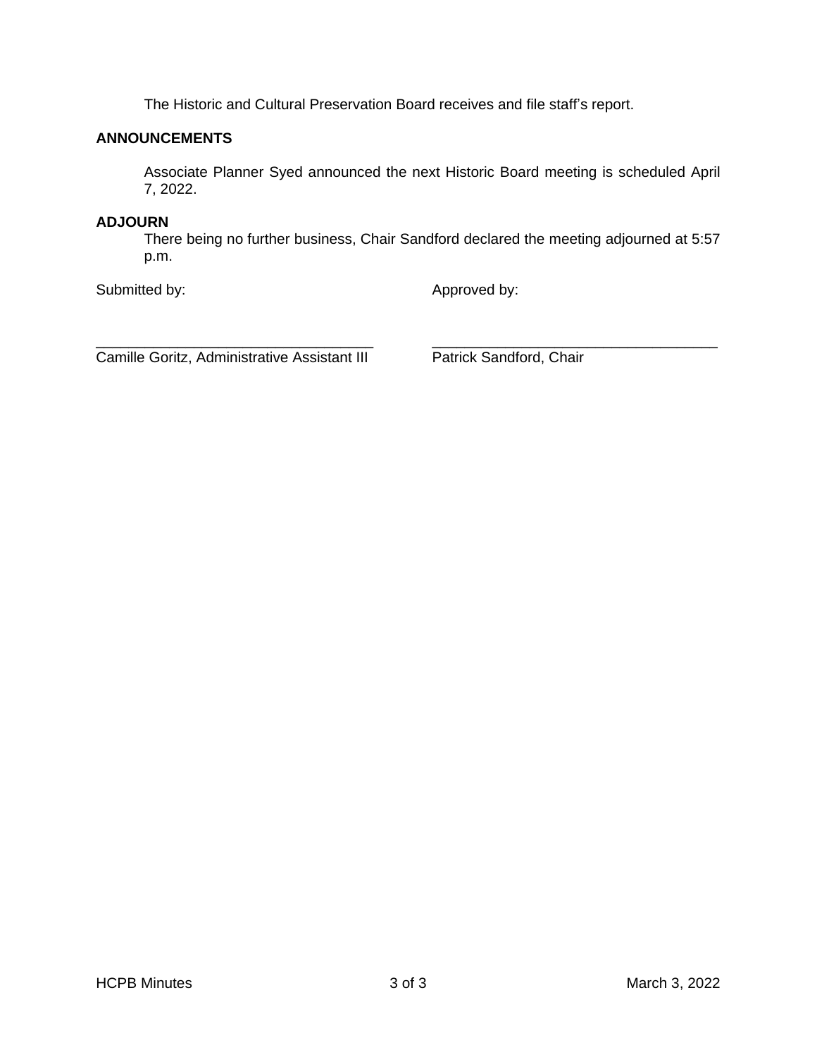The Historic and Cultural Preservation Board receives and file staff's report.

**ANNOUNCEMENTS**

Associate Planner Syed announced the next Historic Board meeting is scheduled April 7, 2022.

**ADJOURN**

There being no further business, Chair Sandford declared the meeting adjourned at 5:57 p.m.

| | |
|---|---|
| Submitted by: | Approved by: |
| ___________________________________ | ___________________________________ |
| Camille Goritz, Administrative Assistant III | Patrick Sandford, Chair |